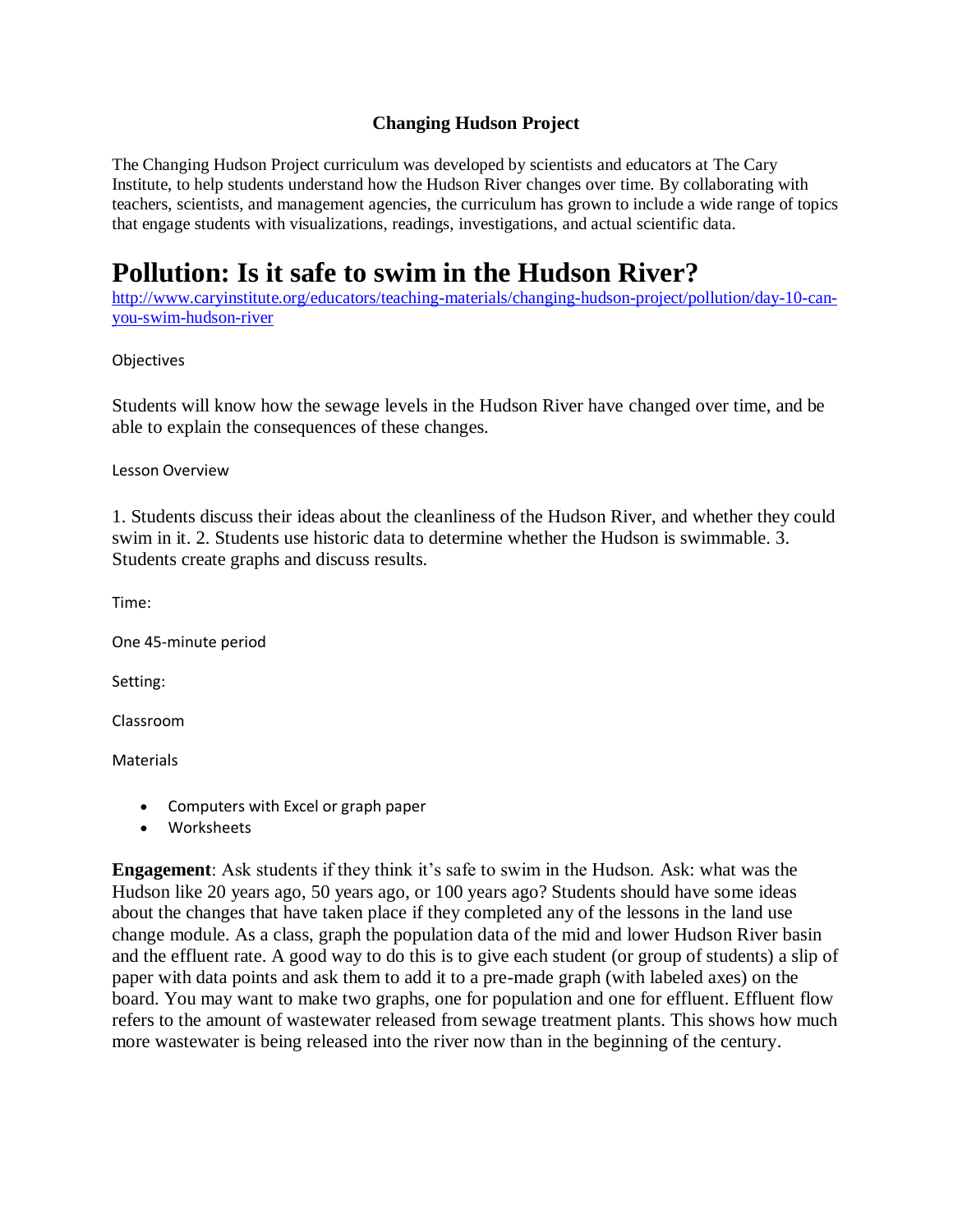**Changing Hudson Project**

The Changing Hudson Project curriculum was developed by scientists and educators at The Cary Institute, to help students understand how the Hudson River changes over time. By collaborating with teachers, scientists, and management agencies, the curriculum has grown to include a wide range of topics that engage students with visualizations, readings, investigations, and actual scientific data.

# Pollution: Is it safe to swim in the Hudson River?

http://www.caryinstitute.org/educators/teaching-materials/changing-hudson-project/pollution/day-10-can-you-swim-hudson-river

Objectives

Students will know how the sewage levels in the Hudson River have changed over time, and be able to explain the consequences of these changes.

Lesson Overview

1. Students discuss their ideas about the cleanliness of the Hudson River, and whether they could swim in it. 2. Students use historic data to determine whether the Hudson is swimmable. 3. Students create graphs and discuss results.

Time:

One 45-minute period

Setting:

Classroom

Materials

- Computers with Excel or graph paper
- Worksheets

**Engagement**: Ask students if they think it's safe to swim in the Hudson. Ask: what was the Hudson like 20 years ago, 50 years ago, or 100 years ago? Students should have some ideas about the changes that have taken place if they completed any of the lessons in the land use change module. As a class, graph the population data of the mid and lower Hudson River basin and the effluent rate. A good way to do this is to give each student (or group of students) a slip of paper with data points and ask them to add it to a pre-made graph (with labeled axes) on the board. You may want to make two graphs, one for population and one for effluent. Effluent flow refers to the amount of wastewater released from sewage treatment plants. This shows how much more wastewater is being released into the river now than in the beginning of the century.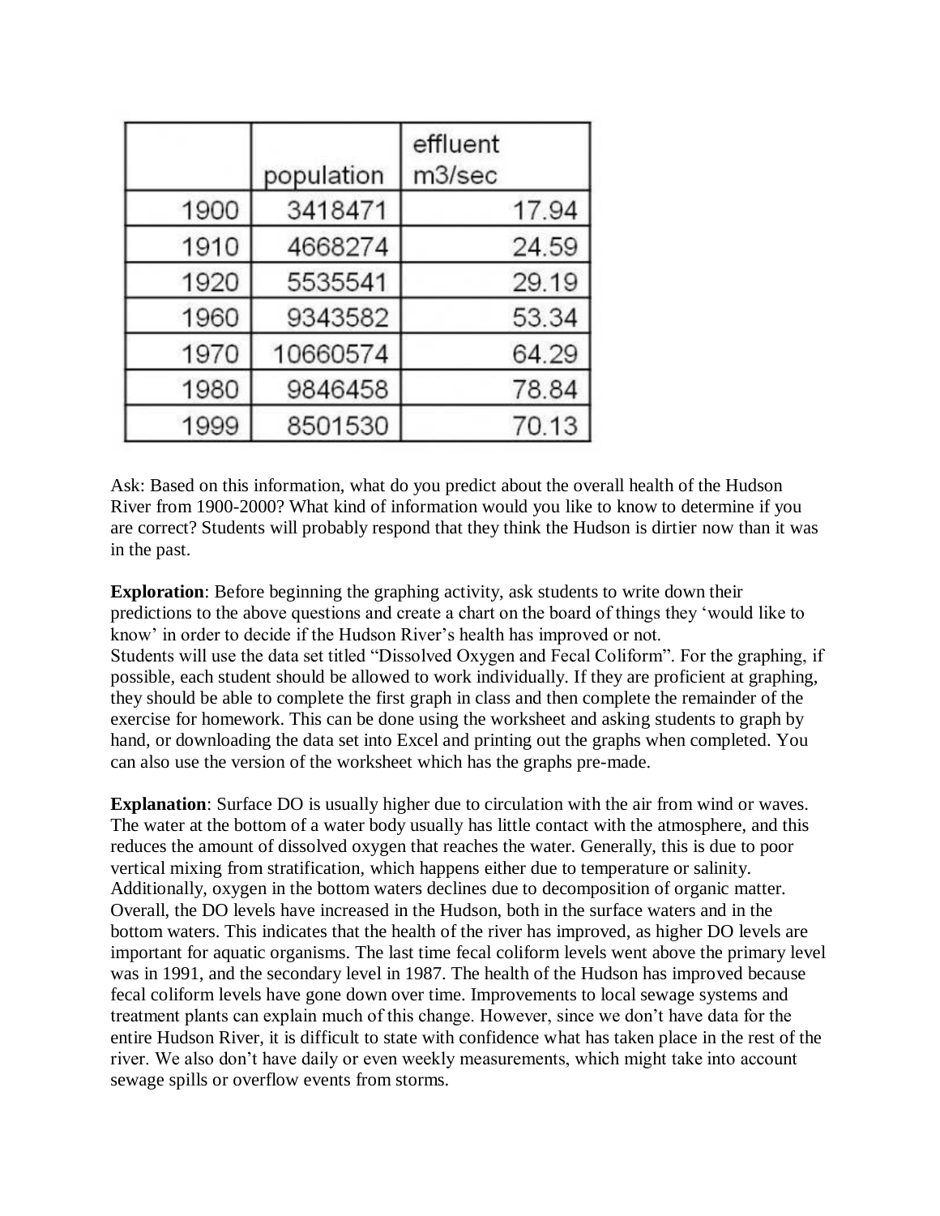| | population | effluent m3/sec |
|---|---|---|
| 1900 | 3418471 | 17.94 |
| 1910 | 4668274 | 24.59 |
| 1920 | 5535541 | 29.19 |
| 1960 | 9343582 | 53.34 |
| 1970 | 10660574 | 64.29 |
| 1980 | 9846458 | 78.84 |
| 1999 | 8501530 | 70.13 |

Ask: Based on this information, what do you predict about the overall health of the Hudson River from 1900-2000? What kind of information would you like to know to determine if you are correct? Students will probably respond that they think the Hudson is dirtier now than it was in the past.

**Exploration**: Before beginning the graphing activity, ask students to write down their predictions to the above questions and create a chart on the board of things they 'would like to know' in order to decide if the Hudson River's health has improved or not.
Students will use the data set titled "Dissolved Oxygen and Fecal Coliform". For the graphing, if possible, each student should be allowed to work individually. If they are proficient at graphing, they should be able to complete the first graph in class and then complete the remainder of the exercise for homework. This can be done using the worksheet and asking students to graph by hand, or downloading the data set into Excel and printing out the graphs when completed. You can also use the version of the worksheet which has the graphs pre-made.

**Explanation**: Surface DO is usually higher due to circulation with the air from wind or waves. The water at the bottom of a water body usually has little contact with the atmosphere, and this reduces the amount of dissolved oxygen that reaches the water. Generally, this is due to poor vertical mixing from stratification, which happens either due to temperature or salinity. Additionally, oxygen in the bottom waters declines due to decomposition of organic matter. Overall, the DO levels have increased in the Hudson, both in the surface waters and in the bottom waters. This indicates that the health of the river has improved, as higher DO levels are important for aquatic organisms. The last time fecal coliform levels went above the primary level was in 1991, and the secondary level in 1987. The health of the Hudson has improved because fecal coliform levels have gone down over time. Improvements to local sewage systems and treatment plants can explain much of this change. However, since we don't have data for the entire Hudson River, it is difficult to state with confidence what has taken place in the rest of the river. We also don't have daily or even weekly measurements, which might take into account sewage spills or overflow events from storms.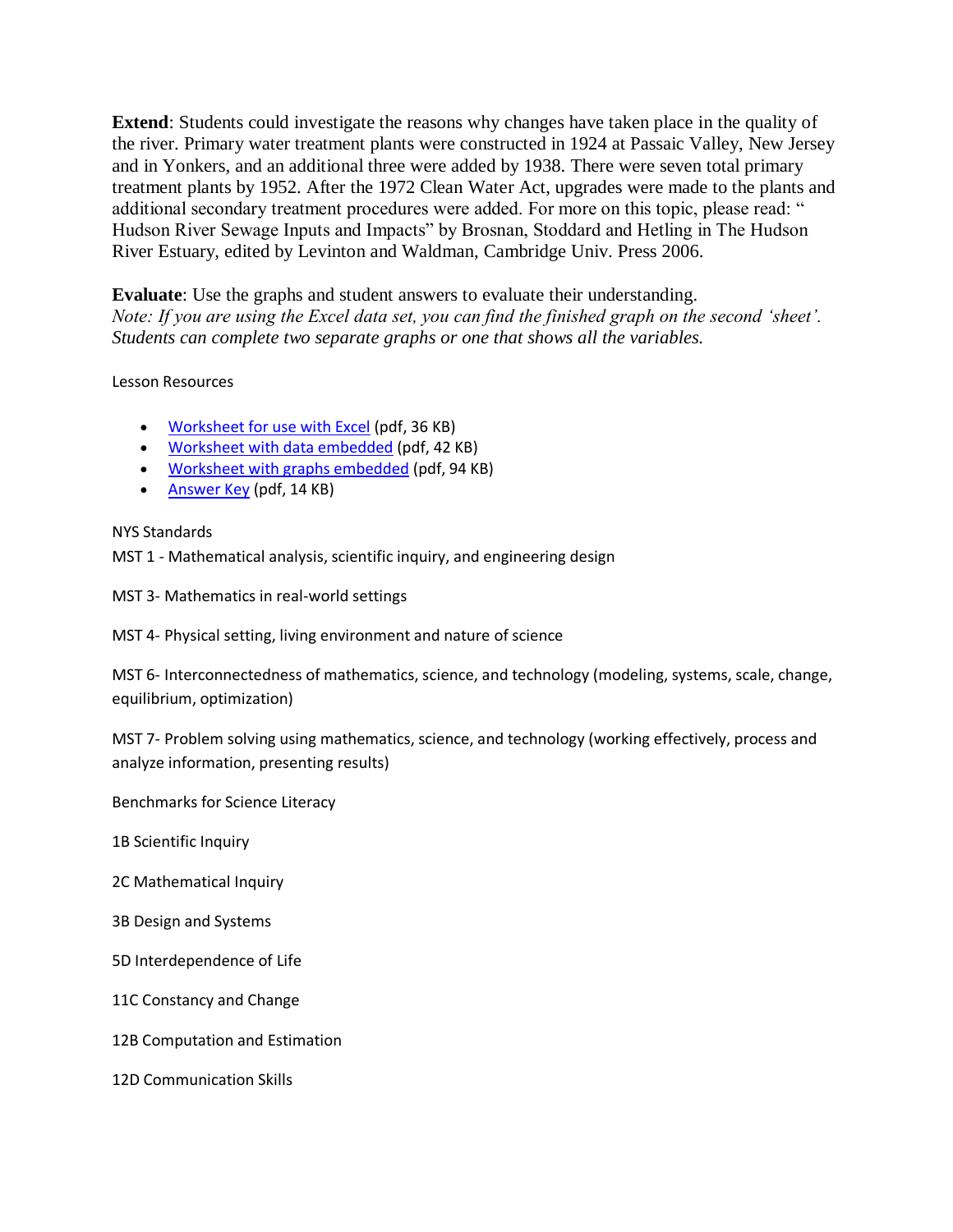**Extend**: Students could investigate the reasons why changes have taken place in the quality of the river. Primary water treatment plants were constructed in 1924 at Passaic Valley, New Jersey and in Yonkers, and an additional three were added by 1938. There were seven total primary treatment plants by 1952. After the 1972 Clean Water Act, upgrades were made to the plants and additional secondary treatment procedures were added. For more on this topic, please read: " Hudson River Sewage Inputs and Impacts" by Brosnan, Stoddard and Hetling in The Hudson River Estuary, edited by Levinton and Waldman, Cambridge Univ. Press 2006.

**Evaluate**: Use the graphs and student answers to evaluate their understanding.
*Note: If you are using the Excel data set, you can find the finished graph on the second 'sheet'. Students can complete two separate graphs or one that shows all the variables.*

Lesson Resources

- Worksheet for use with Excel (pdf, 36 KB)
- Worksheet with data embedded (pdf, 42 KB)
- Worksheet with graphs embedded (pdf, 94 KB)
- Answer Key (pdf, 14 KB)

NYS Standards

MST 1 - Mathematical analysis, scientific inquiry, and engineering design

MST 3- Mathematics in real-world settings

MST 4- Physical setting, living environment and nature of science

MST 6- Interconnectedness of mathematics, science, and technology (modeling, systems, scale, change, equilibrium, optimization)

MST 7- Problem solving using mathematics, science, and technology (working effectively, process and analyze information, presenting results)

Benchmarks for Science Literacy

1B Scientific Inquiry

2C Mathematical Inquiry

3B Design and Systems

5D Interdependence of Life

11C Constancy and Change

12B Computation and Estimation

12D Communication Skills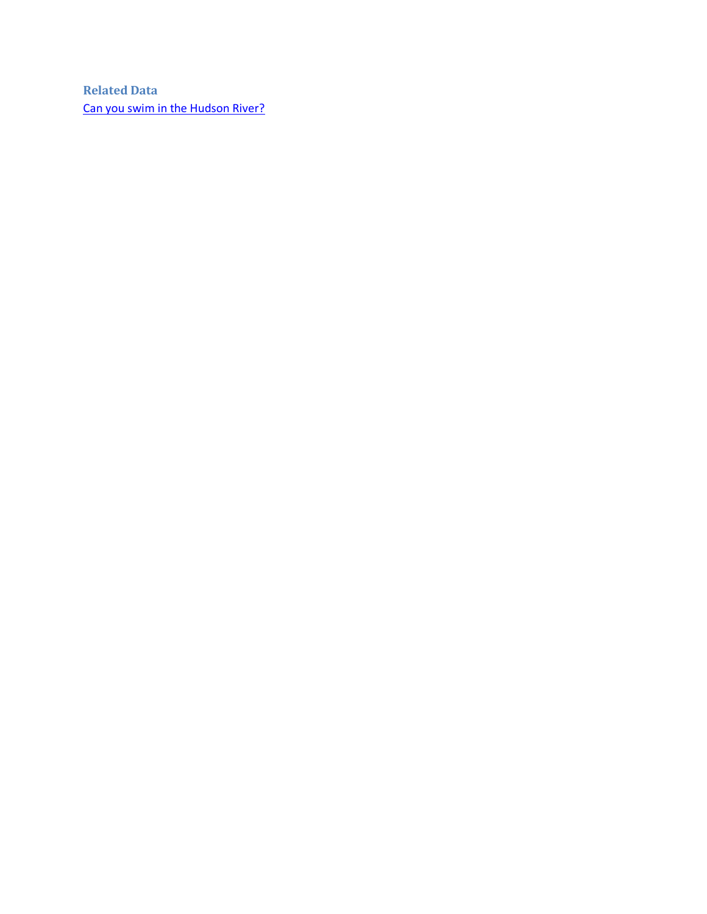### Related Data

[Can you swim in the Hudson River?]